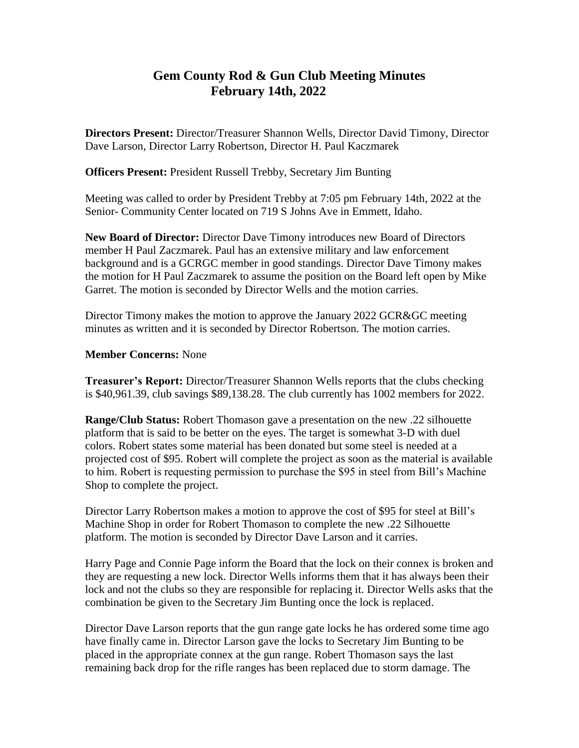# Gem County Rod & Gun Club Meeting Minutes
## February 14th, 2022

**Directors Present:** Director/Treasurer Shannon Wells, Director David Timony, Director Dave Larson, Director Larry Robertson, Director H. Paul Kaczmarek

**Officers Present:** President Russell Trebby, Secretary Jim Bunting

Meeting was called to order by President Trebby at 7:05 pm February 14th, 2022 at the Senior- Community Center located on 719 S Johns Ave in Emmett, Idaho.

**New Board of Director:** Director Dave Timony introduces new Board of Directors member H Paul Zaczmarek. Paul has an extensive military and law enforcement background and is a GCRGC member in good standings. Director Dave Timony makes the motion for H Paul Zaczmarek to assume the position on the Board left open by Mike Garret. The motion is seconded by Director Wells and the motion carries.

Director Timony makes the motion to approve the January 2022 GCR&GC meeting minutes as written and it is seconded by Director Robertson. The motion carries.

**Member Concerns:** None

**Treasurer's Report:** Director/Treasurer Shannon Wells reports that the clubs checking is $40,961.39, club savings $89,138.28. The club currently has 1002 members for 2022.

**Range/Club Status:** Robert Thomason gave a presentation on the new .22 silhouette platform that is said to be better on the eyes. The target is somewhat 3-D with duel colors. Robert states some material has been donated but some steel is needed at a projected cost of $95. Robert will complete the project as soon as the material is available to him. Robert is requesting permission to purchase the $95 in steel from Bill's Machine Shop to complete the project.

Director Larry Robertson makes a motion to approve the cost of $95 for steel at Bill's Machine Shop in order for Robert Thomason to complete the new .22 Silhouette platform. The motion is seconded by Director Dave Larson and it carries.

Harry Page and Connie Page inform the Board that the lock on their connex is broken and they are requesting a new lock. Director Wells informs them that it has always been their lock and not the clubs so they are responsible for replacing it. Director Wells asks that the combination be given to the Secretary Jim Bunting once the lock is replaced.

Director Dave Larson reports that the gun range gate locks he has ordered some time ago have finally came in. Director Larson gave the locks to Secretary Jim Bunting to be placed in the appropriate connex at the gun range. Robert Thomason says the last remaining back drop for the rifle ranges has been replaced due to storm damage. The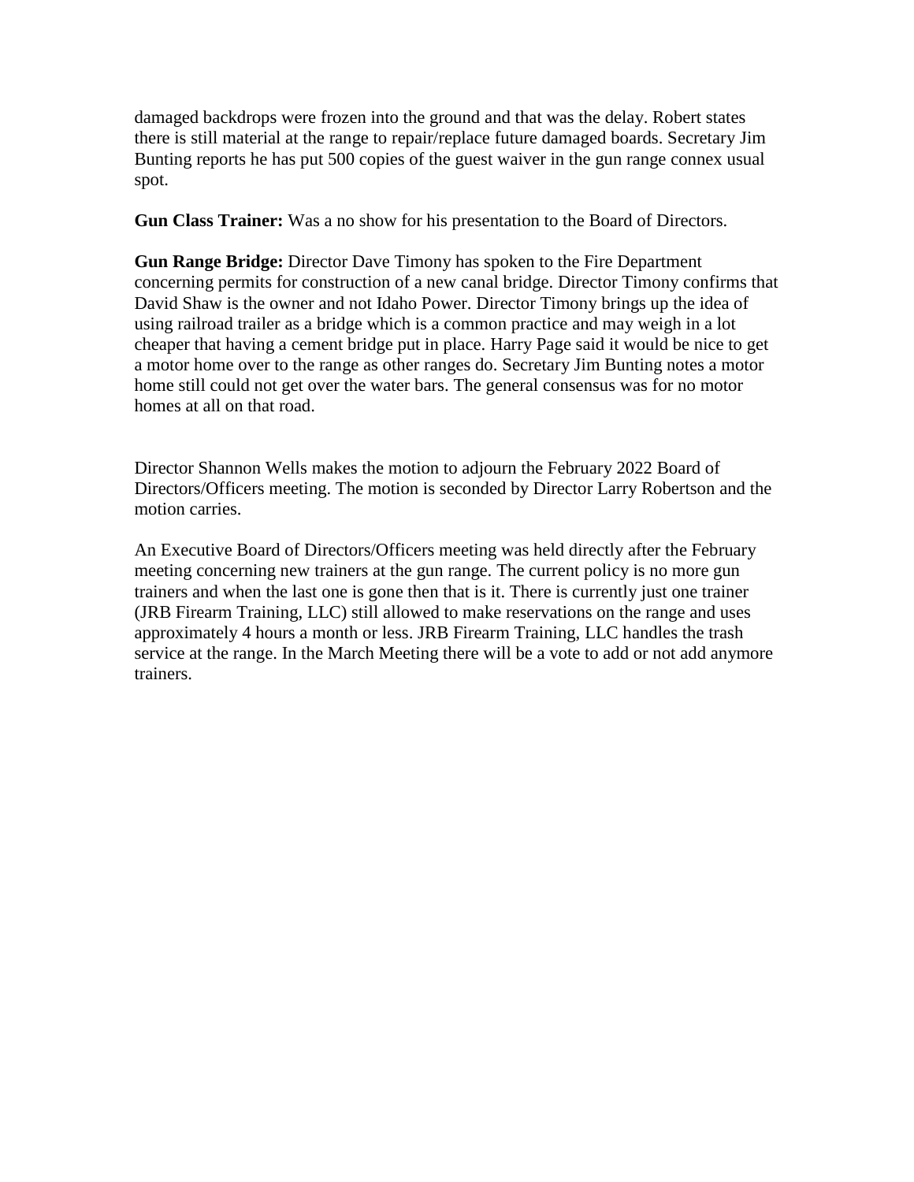damaged backdrops were frozen into the ground and that was the delay. Robert states there is still material at the range to repair/replace future damaged boards. Secretary Jim Bunting reports he has put 500 copies of the guest waiver in the gun range connex usual spot.

**Gun Class Trainer:** Was a no show for his presentation to the Board of Directors.

**Gun Range Bridge:** Director Dave Timony has spoken to the Fire Department concerning permits for construction of a new canal bridge. Director Timony confirms that David Shaw is the owner and not Idaho Power. Director Timony brings up the idea of using railroad trailer as a bridge which is a common practice and may weigh in a lot cheaper that having a cement bridge put in place. Harry Page said it would be nice to get a motor home over to the range as other ranges do. Secretary Jim Bunting notes a motor home still could not get over the water bars. The general consensus was for no motor homes at all on that road.

Director Shannon Wells makes the motion to adjourn the February 2022 Board of Directors/Officers meeting. The motion is seconded by Director Larry Robertson and the motion carries.

An Executive Board of Directors/Officers meeting was held directly after the February meeting concerning new trainers at the gun range. The current policy is no more gun trainers and when the last one is gone then that is it. There is currently just one trainer (JRB Firearm Training, LLC) still allowed to make reservations on the range and uses approximately 4 hours a month or less. JRB Firearm Training, LLC handles the trash service at the range. In the March Meeting there will be a vote to add or not add anymore trainers.